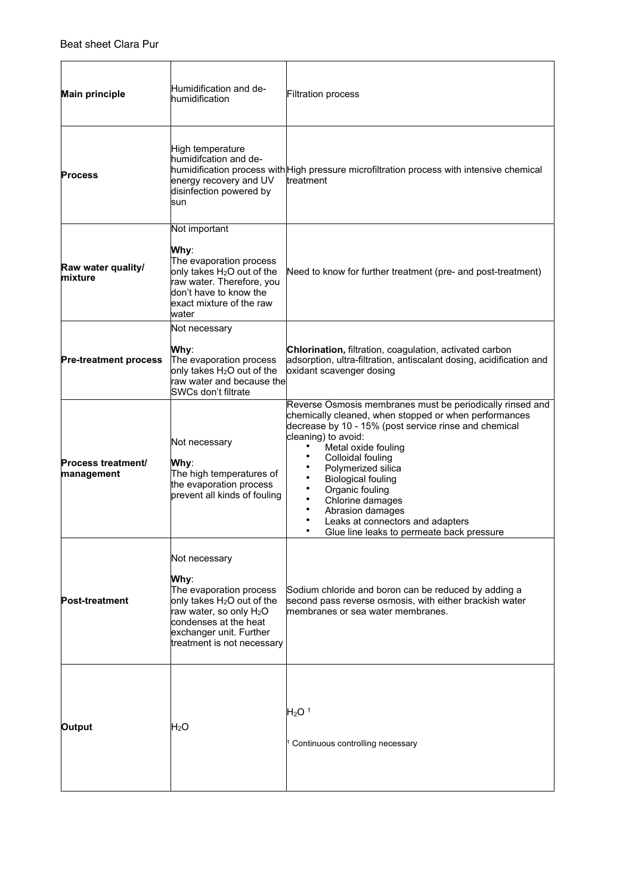Beat sheet Clara Pur

| | | |
|---|---|---|
| **Main principle** | Humidification and de-humidification | Filtration process |
| **Process** | High temperature humidifcation and de-humidification process with energy recovery and UV disinfection powered by sun | High pressure microfiltration process with intensive chemical treatment |
| **Raw water quality/ mixture** | Not important<br><br>**Why**:<br>The evaporation process only takes $H_2O$ out of the raw water. Therefore, you don't have to know the exact mixture of the raw water | Need to know for further treatment (pre- and post-treatment) |
| **Pre-treatment process** | Not necessary<br><br>**Why**:<br>The evaporation process only takes $H_2O$ out of the raw water and because the SWCs don't filtrate | **Chlorination,** filtration, coagulation, activated carbon adsorption, ultra-filtration, antiscalant dosing, acidification and oxidant scavenger dosing |
| **Process treatment/ management** | Not necessary<br><br>**Why**:<br>The high temperatures of the evaporation process prevent all kinds of fouling | Reverse Osmosis membranes must be periodically rinsed and chemically cleaned, when stopped or when performances decrease by 10 - 15% (post service rinse and chemical cleaning) to avoid:<br>• Metal oxide fouling<br>• Colloidal fouling<br>• Polymerized silica<br>• Biological fouling<br>• Organic fouling<br>• Chlorine damages<br>• Abrasion damages<br>• Leaks at connectors and adapters<br>• Glue line leaks to permeate back pressure |
| **Post-treatment** | Not necessary<br><br>**Why**:<br>The evaporation process only takes $H_2O$ out of the raw water, so only $H_2O$ condenses at the heat exchanger unit. Further treatment is not necessary | Sodium chloride and boron can be reduced by adding a second pass reverse osmosis, with either brackish water membranes or sea water membranes. |
| **Output** | $H_2O$ | $H_2O$ [1]<br><br>[1] Continuous controlling necessary |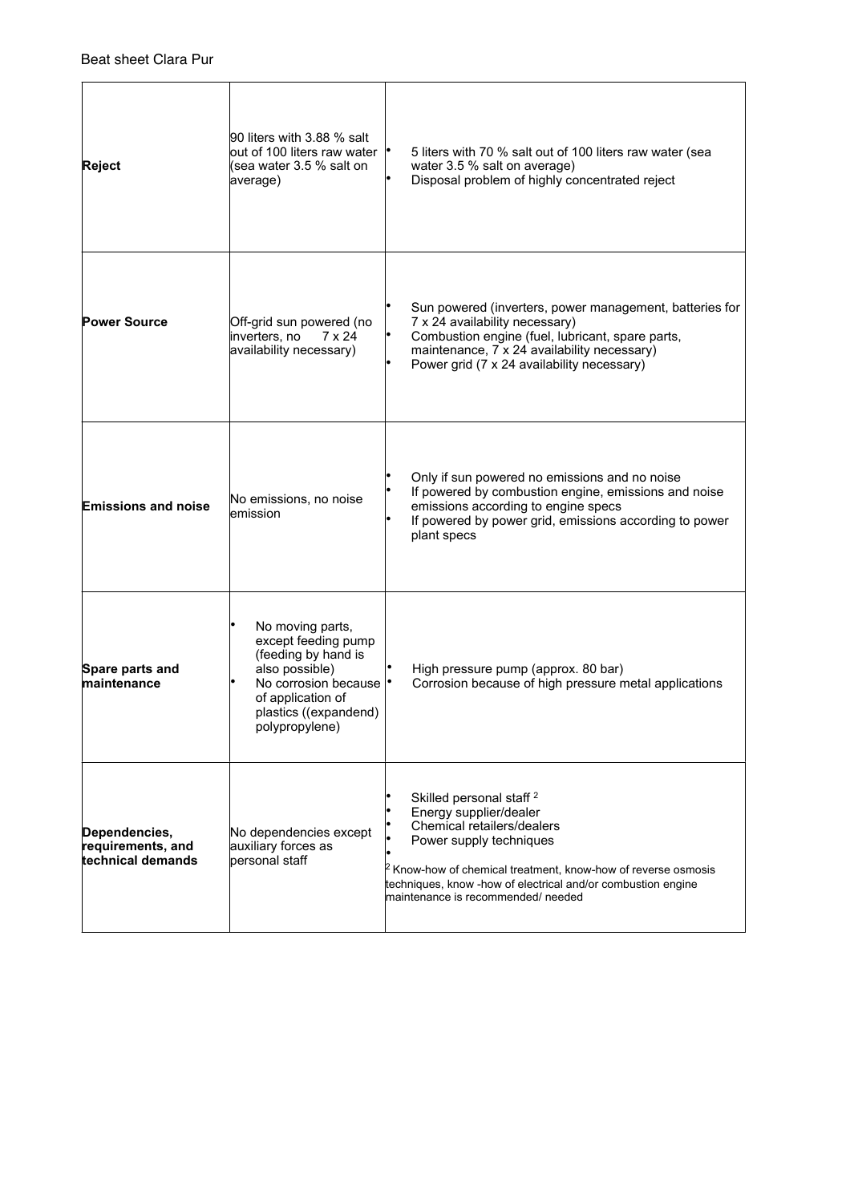Beat sheet Clara Pur

| | | |
|---|---|---|
| **Reject** | 90 liters with 3.88 % salt out of 100 liters raw water (sea water 3.5 % salt on average) | • 5 liters with 70 % salt out of 100 liters raw water (sea water 3.5 % salt on average)<br>• Disposal problem of highly concentrated reject |
| **Power Source** | Off-grid sun powered (no inverters, no 7 x 24 availability necessary) | • Sun powered (inverters, power management, batteries for 7 x 24 availability necessary)<br>• Combustion engine (fuel, lubricant, spare parts, maintenance, 7 x 24 availability necessary)<br>• Power grid (7 x 24 availability necessary) |
| **Emissions and noise** | No emissions, no noise emission | • Only if sun powered no emissions and no noise<br>• If powered by combustion engine, emissions and noise emissions according to engine specs<br>• If powered by power grid, emissions according to power plant specs |
| **Spare parts and maintenance** | • No moving parts, except feeding pump (feeding by hand is also possible)<br>• No corrosion because of application of plastics ((expandend) polypropylene) | • High pressure pump (approx. 80 bar)<br>• Corrosion because of high pressure metal applications |
| **Dependencies, requirements, and technical demands** | No dependencies except auxiliary forces as personal staff | • Skilled personal staff [2]<br>• Energy supplier/dealer<br>• Chemical retailers/dealers<br>• Power supply techniques<br>•<br>[2] Know-how of chemical treatment, know-how of reverse osmosis techniques, know -how of electrical and/or combustion engine maintenance is recommended/ needed |